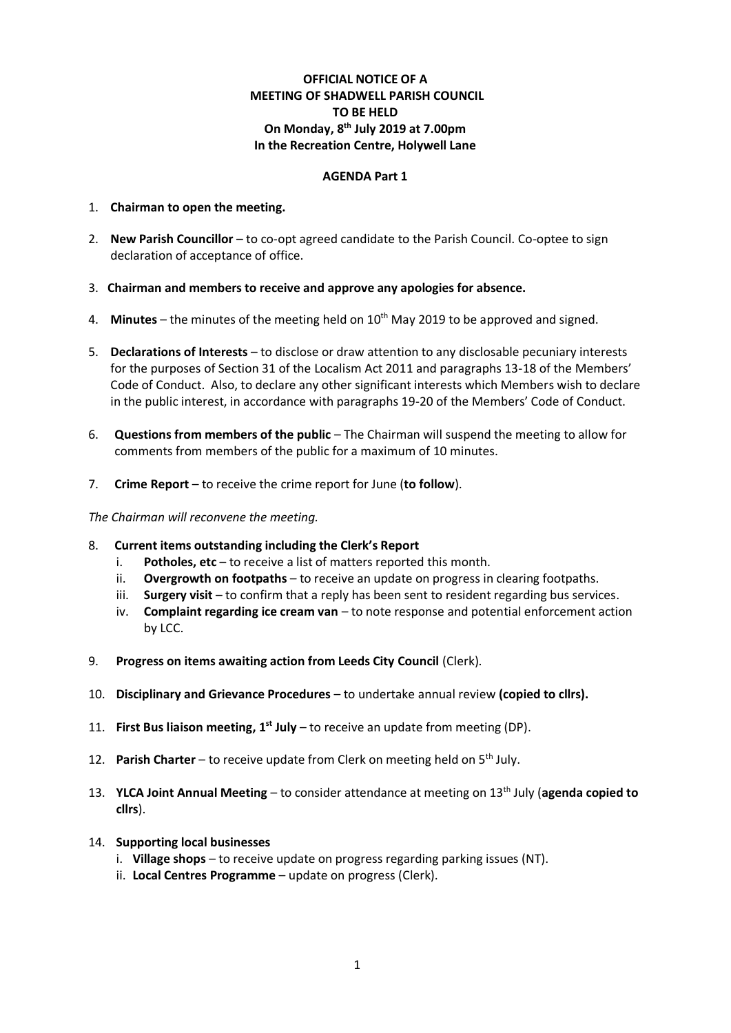**OFFICIAL NOTICE OF A**
**MEETING OF SHADWELL PARISH COUNCIL**
**TO BE HELD**
**On Monday, 8th July 2019 at 7.00pm**
**In the Recreation Centre, Holywell Lane**

**AGENDA Part 1**

1. **Chairman to open the meeting.**

2. **New Parish Councillor** – to co-opt agreed candidate to the Parish Council. Co-optee to sign declaration of acceptance of office.

3. **Chairman and members to receive and approve any apologies for absence.**

4. **Minutes** – the minutes of the meeting held on 10th May 2019 to be approved and signed.

5. **Declarations of Interests** – to disclose or draw attention to any disclosable pecuniary interests for the purposes of Section 31 of the Localism Act 2011 and paragraphs 13-18 of the Members' Code of Conduct. Also, to declare any other significant interests which Members wish to declare in the public interest, in accordance with paragraphs 19-20 of the Members' Code of Conduct.

6. **Questions from members of the public** – The Chairman will suspend the meeting to allow for comments from members of the public for a maximum of 10 minutes.

7. **Crime Report** – to receive the crime report for June (**to follow**).

*The Chairman will reconvene the meeting.*

8. **Current items outstanding including the Clerk's Report**
   i. **Potholes, etc** – to receive a list of matters reported this month.
   ii. **Overgrowth on footpaths** – to receive an update on progress in clearing footpaths.
   iii. **Surgery visit** – to confirm that a reply has been sent to resident regarding bus services.
   iv. **Complaint regarding ice cream van** – to note response and potential enforcement action by LCC.

9. **Progress on items awaiting action from Leeds City Council** (Clerk).

10. **Disciplinary and Grievance Procedures** – to undertake annual review **(copied to cllrs).**

11. **First Bus liaison meeting, 1st July** – to receive an update from meeting (DP).

12. **Parish Charter** – to receive update from Clerk on meeting held on 5th July.

13. **YLCA Joint Annual Meeting** – to consider attendance at meeting on 13th July (**agenda copied to cllrs**).

14. **Supporting local businesses**
   i. **Village shops** – to receive update on progress regarding parking issues (NT).
   ii. **Local Centres Programme** – update on progress (Clerk).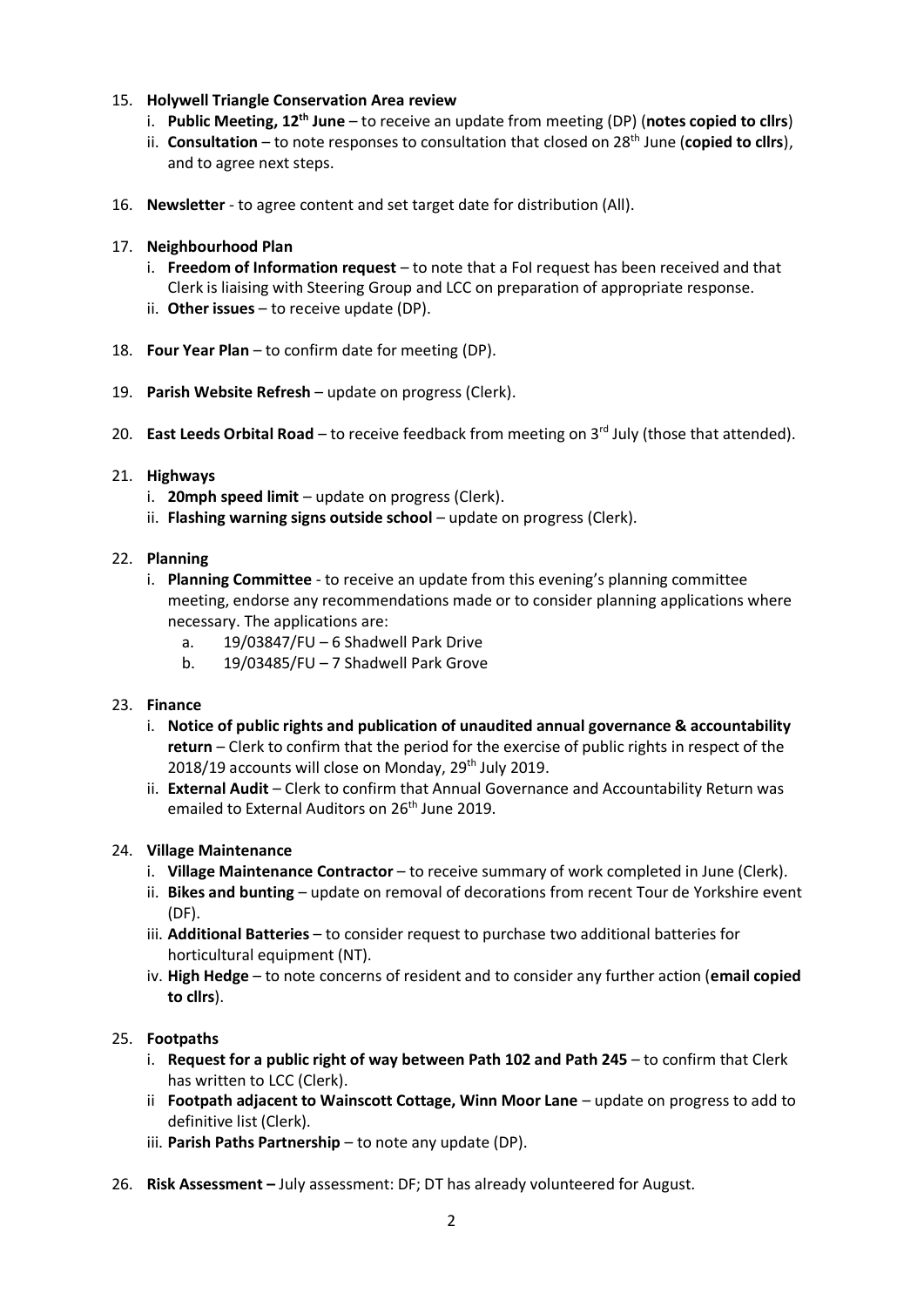15. **Holywell Triangle Conservation Area review**
    i. **Public Meeting, 12th June** – to receive an update from meeting (DP) (**notes copied to cllrs**)
    ii. **Consultation** – to note responses to consultation that closed on 28th June (**copied to cllrs**), and to agree next steps.

16. **Newsletter** - to agree content and set target date for distribution (All).

17. **Neighbourhood Plan**
    i. **Freedom of Information request** – to note that a FoI request has been received and that Clerk is liaising with Steering Group and LCC on preparation of appropriate response.
    ii. **Other issues** – to receive update (DP).

18. **Four Year Plan** – to confirm date for meeting (DP).

19. **Parish Website Refresh** – update on progress (Clerk).

20. **East Leeds Orbital Road** – to receive feedback from meeting on 3rd July (those that attended).

21. **Highways**
    i. **20mph speed limit** – update on progress (Clerk).
    ii. **Flashing warning signs outside school** – update on progress (Clerk).

22. **Planning**
    i. **Planning Committee** - to receive an update from this evening's planning committee meeting, endorse any recommendations made or to consider planning applications where necessary. The applications are:
       a. 19/03847/FU – 6 Shadwell Park Drive
       b. 19/03485/FU – 7 Shadwell Park Grove

23. **Finance**
    i. **Notice of public rights and publication of unaudited annual governance & accountability return** – Clerk to confirm that the period for the exercise of public rights in respect of the 2018/19 accounts will close on Monday, 29th July 2019.
    ii. **External Audit** – Clerk to confirm that Annual Governance and Accountability Return was emailed to External Auditors on 26th June 2019.

24. **Village Maintenance**
    i. **Village Maintenance Contractor** – to receive summary of work completed in June (Clerk).
    ii. **Bikes and bunting** – update on removal of decorations from recent Tour de Yorkshire event (DF).
    iii. **Additional Batteries** – to consider request to purchase two additional batteries for horticultural equipment (NT).
    iv. **High Hedge** – to note concerns of resident and to consider any further action (**email copied to cllrs**).

25. **Footpaths**
    i. **Request for a public right of way between Path 102 and Path 245** – to confirm that Clerk has written to LCC (Clerk).
    ii **Footpath adjacent to Wainscott Cottage, Winn Moor Lane** – update on progress to add to definitive list (Clerk).
    iii. **Parish Paths Partnership** – to note any update (DP).

26. **Risk Assessment –** July assessment: DF; DT has already volunteered for August.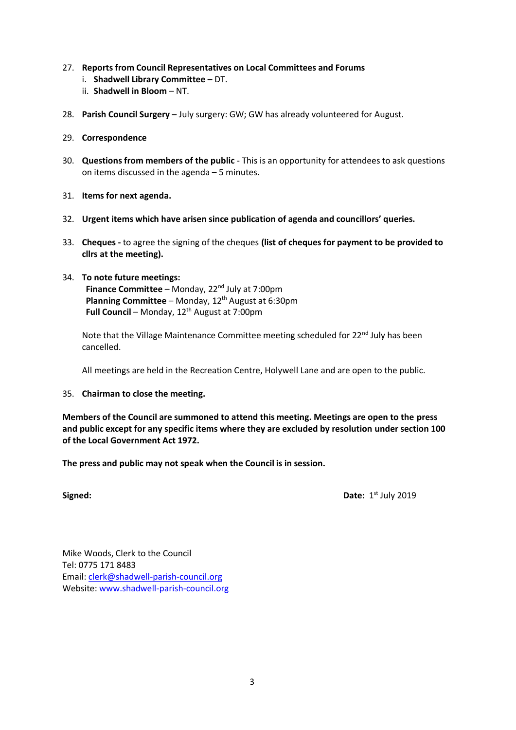27. **Reports from Council Representatives on Local Committees and Forums**
    i. **Shadwell Library Committee –** DT.
    ii. **Shadwell in Bloom** – NT.

28. **Parish Council Surgery** – July surgery: GW; GW has already volunteered for August.

29. **Correspondence**

30. **Questions from members of the public** - This is an opportunity for attendees to ask questions on items discussed in the agenda – 5 minutes.

31. **Items for next agenda.**

32. **Urgent items which have arisen since publication of agenda and councillors' queries.**

33. **Cheques -** to agree the signing of the cheques **(list of cheques for payment to be provided to cllrs at the meeting).**

34. **To note future meetings:**
    **Finance Committee** – Monday, 22nd July at 7:00pm
    **Planning Committee** – Monday, 12th August at 6:30pm
    **Full Council** – Monday, 12th August at 7:00pm

    Note that the Village Maintenance Committee meeting scheduled for 22nd July has been cancelled.

    All meetings are held in the Recreation Centre, Holywell Lane and are open to the public.

35. **Chairman to close the meeting.**

**Members of the Council are summoned to attend this meeting. Meetings are open to the press and public except for any specific items where they are excluded by resolution under section 100 of the Local Government Act 1972.**

**The press and public may not speak when the Council is in session.**

**Signed:** **Date:** 1st July 2019

Mike Woods, Clerk to the Council
Tel: 0775 171 8483
Email: clerk@shadwell-parish-council.org
Website: www.shadwell-parish-council.org